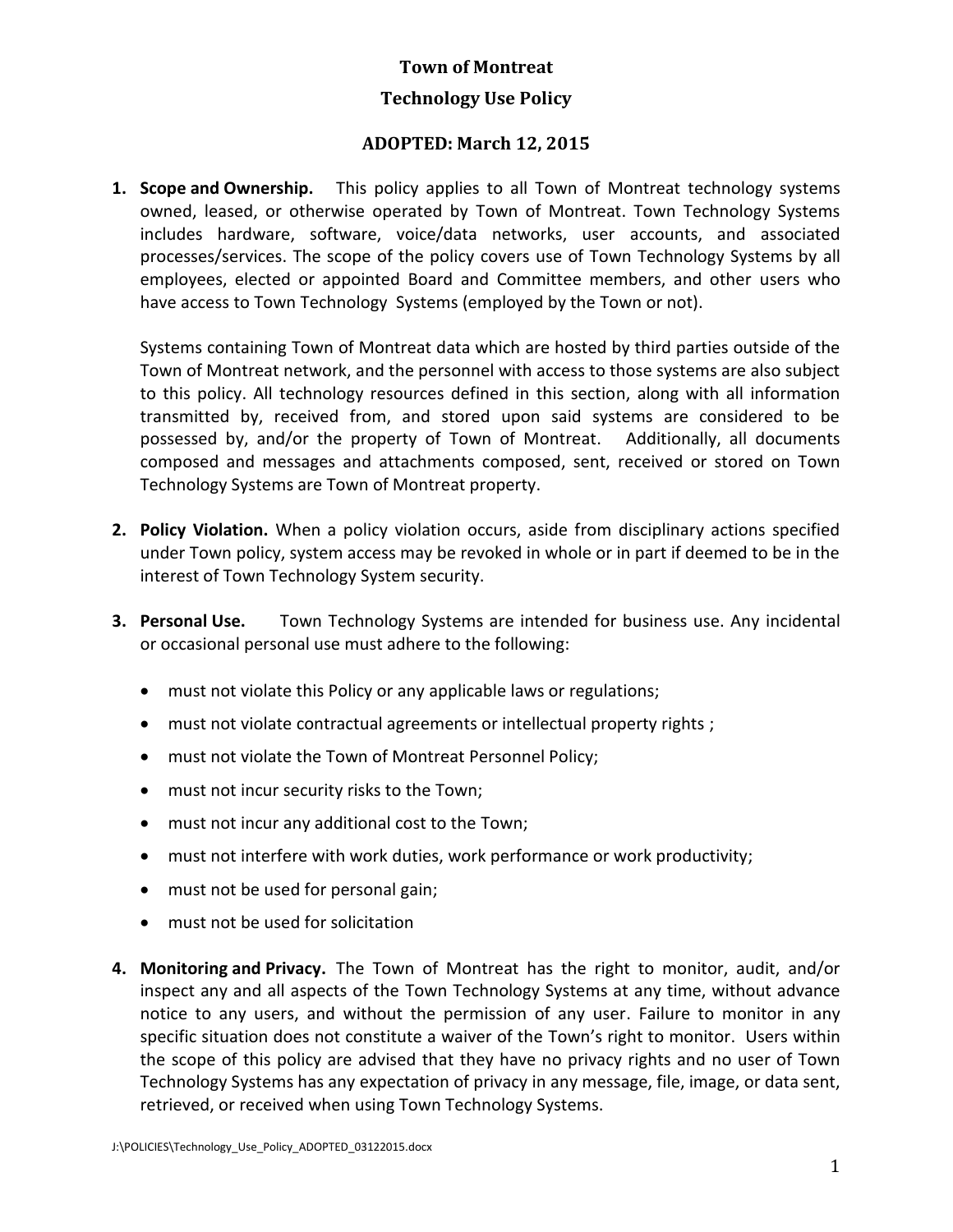# Town of Montreat

## Technology Use Policy

### ADOPTED: March 12, 2015

1. **Scope and Ownership.** This policy applies to all Town of Montreat technology systems owned, leased, or otherwise operated by Town of Montreat. Town Technology Systems includes hardware, software, voice/data networks, user accounts, and associated processes/services. The scope of the policy covers use of Town Technology Systems by all employees, elected or appointed Board and Committee members, and other users who have access to Town Technology Systems (employed by the Town or not).

   Systems containing Town of Montreat data which are hosted by third parties outside of the Town of Montreat network, and the personnel with access to those systems are also subject to this policy. All technology resources defined in this section, along with all information transmitted by, received from, and stored upon said systems are considered to be possessed by, and/or the property of Town of Montreat. Additionally, all documents composed and messages and attachments composed, sent, received or stored on Town Technology Systems are Town of Montreat property.

2. **Policy Violation.** When a policy violation occurs, aside from disciplinary actions specified under Town policy, system access may be revoked in whole or in part if deemed to be in the interest of Town Technology System security.

3. **Personal Use.** Town Technology Systems are intended for business use. Any incidental or occasional personal use must adhere to the following:

   - must not violate this Policy or any applicable laws or regulations;
   - must not violate contractual agreements or intellectual property rights ;
   - must not violate the Town of Montreat Personnel Policy;
   - must not incur security risks to the Town;
   - must not incur any additional cost to the Town;
   - must not interfere with work duties, work performance or work productivity;
   - must not be used for personal gain;
   - must not be used for solicitation

4. **Monitoring and Privacy.** The Town of Montreat has the right to monitor, audit, and/or inspect any and all aspects of the Town Technology Systems at any time, without advance notice to any users, and without the permission of any user. Failure to monitor in any specific situation does not constitute a waiver of the Town's right to monitor. Users within the scope of this policy are advised that they have no privacy rights and no user of Town Technology Systems has any expectation of privacy in any message, file, image, or data sent, retrieved, or received when using Town Technology Systems.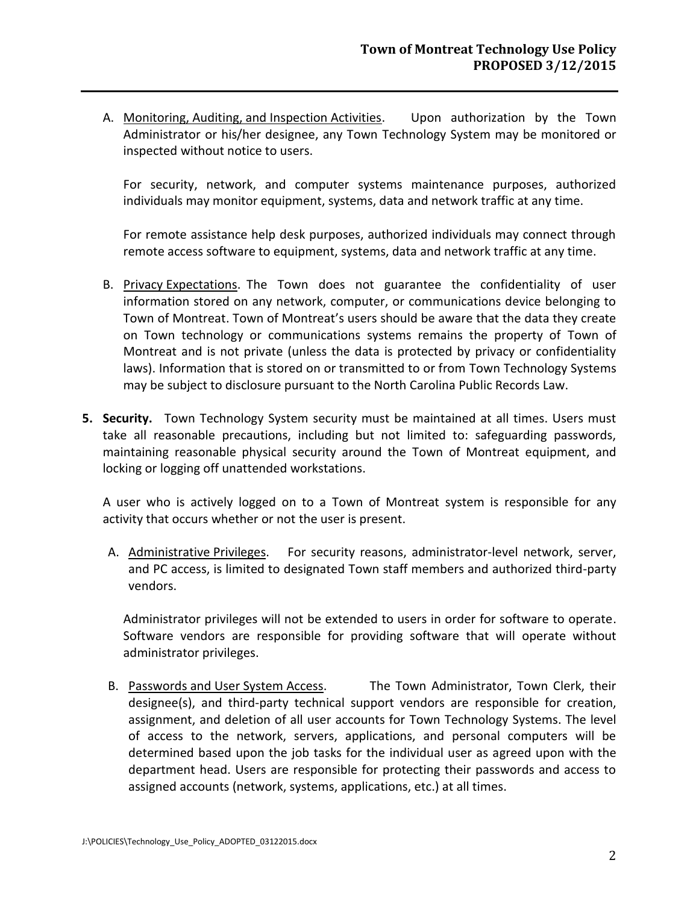A. Monitoring, Auditing, and Inspection Activities. Upon authorization by the Town Administrator or his/her designee, any Town Technology System may be monitored or inspected without notice to users.

   For security, network, and computer systems maintenance purposes, authorized individuals may monitor equipment, systems, data and network traffic at any time.

   For remote assistance help desk purposes, authorized individuals may connect through remote access software to equipment, systems, data and network traffic at any time.

B. Privacy Expectations. The Town does not guarantee the confidentiality of user information stored on any network, computer, or communications device belonging to Town of Montreat. Town of Montreat's users should be aware that the data they create on Town technology or communications systems remains the property of Town of Montreat and is not private (unless the data is protected by privacy or confidentiality laws). Information that is stored on or transmitted to or from Town Technology Systems may be subject to disclosure pursuant to the North Carolina Public Records Law.

**5. Security.** Town Technology System security must be maintained at all times. Users must take all reasonable precautions, including but not limited to: safeguarding passwords, maintaining reasonable physical security around the Town of Montreat equipment, and locking or logging off unattended workstations.

A user who is actively logged on to a Town of Montreat system is responsible for any activity that occurs whether or not the user is present.

A. Administrative Privileges. For security reasons, administrator-level network, server, and PC access, is limited to designated Town staff members and authorized third-party vendors.

   Administrator privileges will not be extended to users in order for software to operate. Software vendors are responsible for providing software that will operate without administrator privileges.

B. Passwords and User System Access. The Town Administrator, Town Clerk, their designee(s), and third-party technical support vendors are responsible for creation, assignment, and deletion of all user accounts for Town Technology Systems. The level of access to the network, servers, applications, and personal computers will be determined based upon the job tasks for the individual user as agreed upon with the department head. Users are responsible for protecting their passwords and access to assigned accounts (network, systems, applications, etc.) at all times.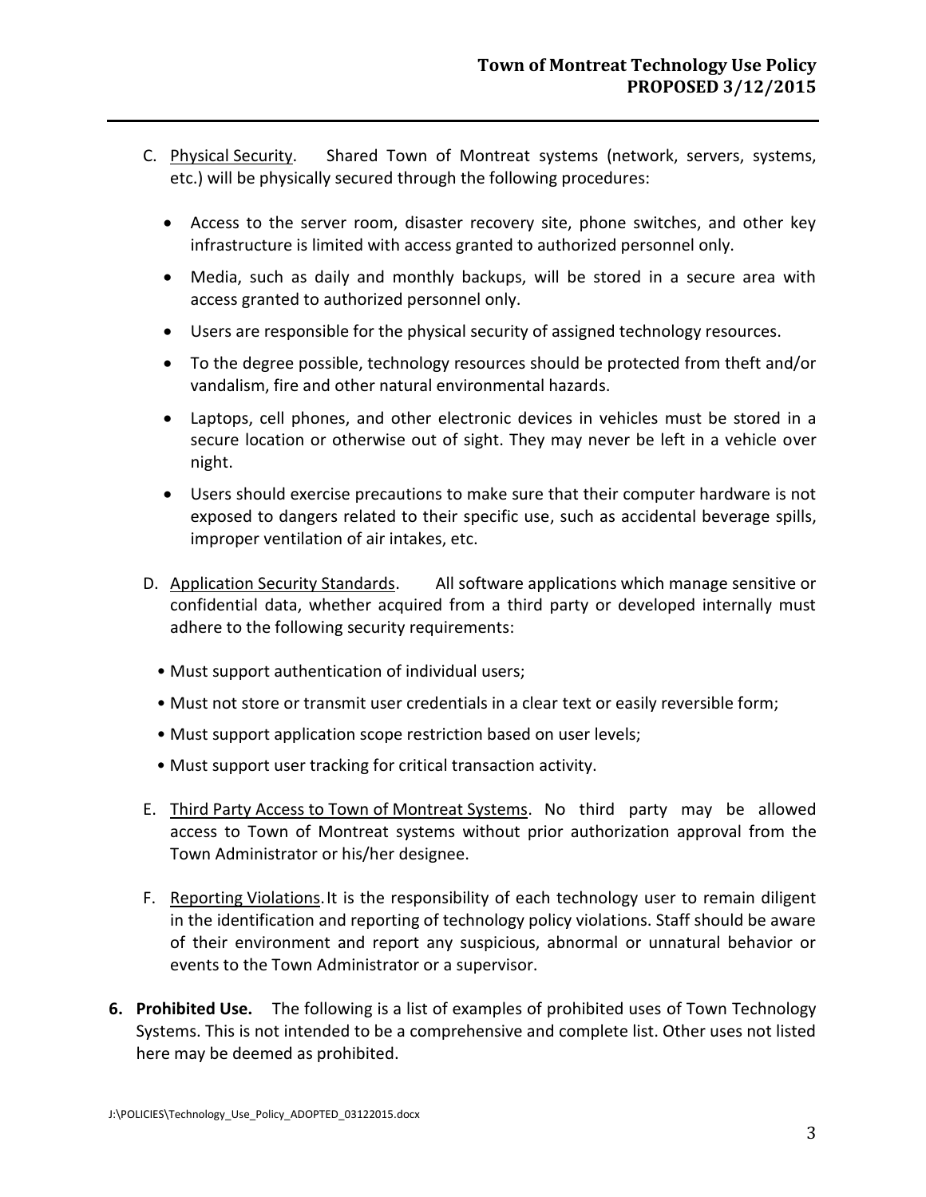C. <u>Physical Security</u>. Shared Town of Montreat systems (network, servers, systems, etc.) will be physically secured through the following procedures:

- Access to the server room, disaster recovery site, phone switches, and other key infrastructure is limited with access granted to authorized personnel only.
- Media, such as daily and monthly backups, will be stored in a secure area with access granted to authorized personnel only.
- Users are responsible for the physical security of assigned technology resources.
- To the degree possible, technology resources should be protected from theft and/or vandalism, fire and other natural environmental hazards.
- Laptops, cell phones, and other electronic devices in vehicles must be stored in a secure location or otherwise out of sight. They may never be left in a vehicle over night.
- Users should exercise precautions to make sure that their computer hardware is not exposed to dangers related to their specific use, such as accidental beverage spills, improper ventilation of air intakes, etc.

D. <u>Application Security Standards</u>. All software applications which manage sensitive or confidential data, whether acquired from a third party or developed internally must adhere to the following security requirements:

- Must support authentication of individual users;
- Must not store or transmit user credentials in a clear text or easily reversible form;
- Must support application scope restriction based on user levels;
- Must support user tracking for critical transaction activity.

E. <u>Third Party Access to Town of Montreat Systems</u>. No third party may be allowed access to Town of Montreat systems without prior authorization approval from the Town Administrator or his/her designee.

F. <u>Reporting Violations</u>. It is the responsibility of each technology user to remain diligent in the identification and reporting of technology policy violations. Staff should be aware of their environment and report any suspicious, abnormal or unnatural behavior or events to the Town Administrator or a supervisor.

**6. Prohibited Use.** The following is a list of examples of prohibited uses of Town Technology Systems. This is not intended to be a comprehensive and complete list. Other uses not listed here may be deemed as prohibited.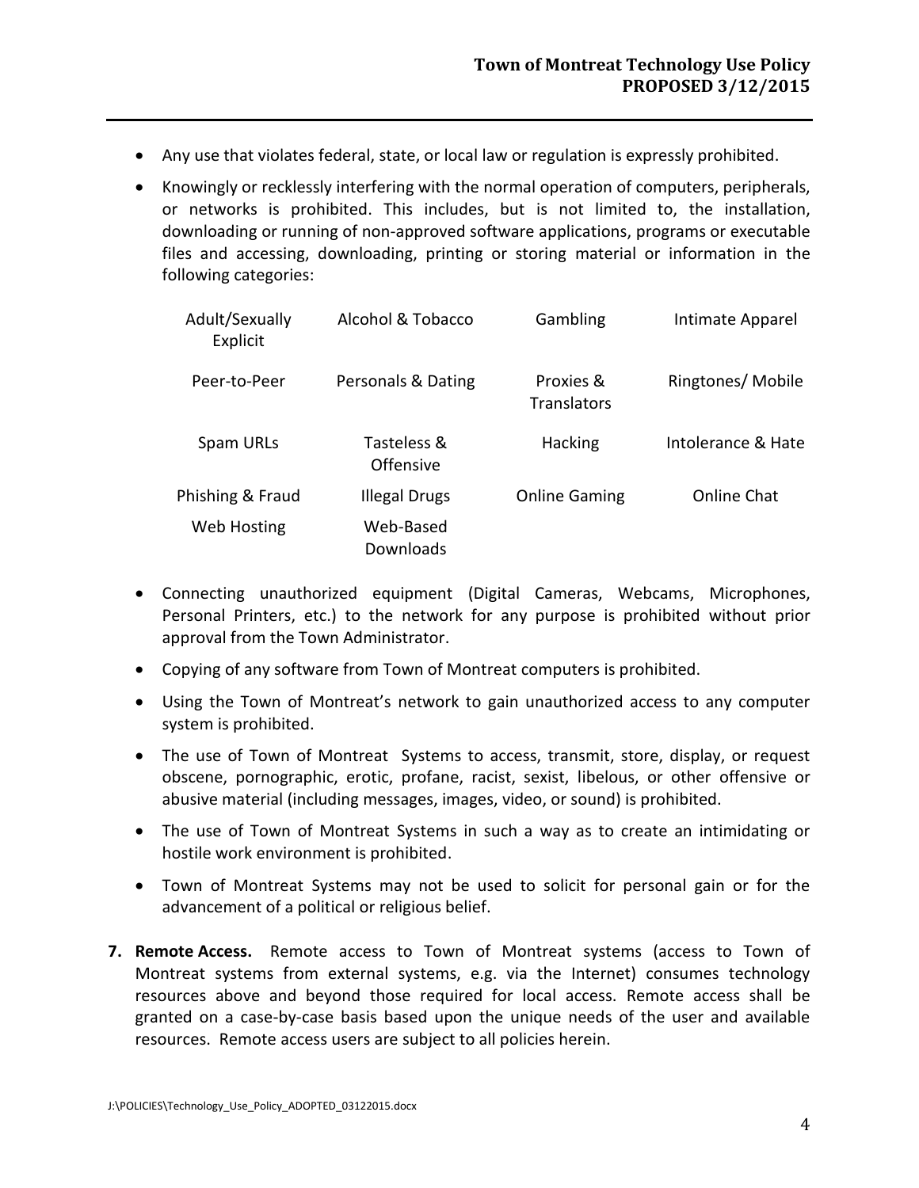- Any use that violates federal, state, or local law or regulation is expressly prohibited.
- Knowingly or recklessly interfering with the normal operation of computers, peripherals, or networks is prohibited. This includes, but is not limited to, the installation, downloading or running of non-approved software applications, programs or executable files and accessing, downloading, printing or storing material or information in the following categories:

| | | | |
|---|---|---|---|
| Adult/Sexually Explicit | Alcohol & Tobacco | Gambling | Intimate Apparel |
| Peer-to-Peer | Personals & Dating | Proxies & Translators | Ringtones/ Mobile |
| Spam URLs | Tasteless & Offensive | Hacking | Intolerance & Hate |
| Phishing & Fraud | Illegal Drugs | Online Gaming | Online Chat |
| Web Hosting | Web-Based Downloads | | |

- Connecting unauthorized equipment (Digital Cameras, Webcams, Microphones, Personal Printers, etc.) to the network for any purpose is prohibited without prior approval from the Town Administrator.
- Copying of any software from Town of Montreat computers is prohibited.
- Using the Town of Montreat's network to gain unauthorized access to any computer system is prohibited.
- The use of Town of Montreat Systems to access, transmit, store, display, or request obscene, pornographic, erotic, profane, racist, sexist, libelous, or other offensive or abusive material (including messages, images, video, or sound) is prohibited.
- The use of Town of Montreat Systems in such a way as to create an intimidating or hostile work environment is prohibited.
- Town of Montreat Systems may not be used to solicit for personal gain or for the advancement of a political or religious belief.

**7. Remote Access.** Remote access to Town of Montreat systems (access to Town of Montreat systems from external systems, e.g. via the Internet) consumes technology resources above and beyond those required for local access. Remote access shall be granted on a case-by-case basis based upon the unique needs of the user and available resources. Remote access users are subject to all policies herein.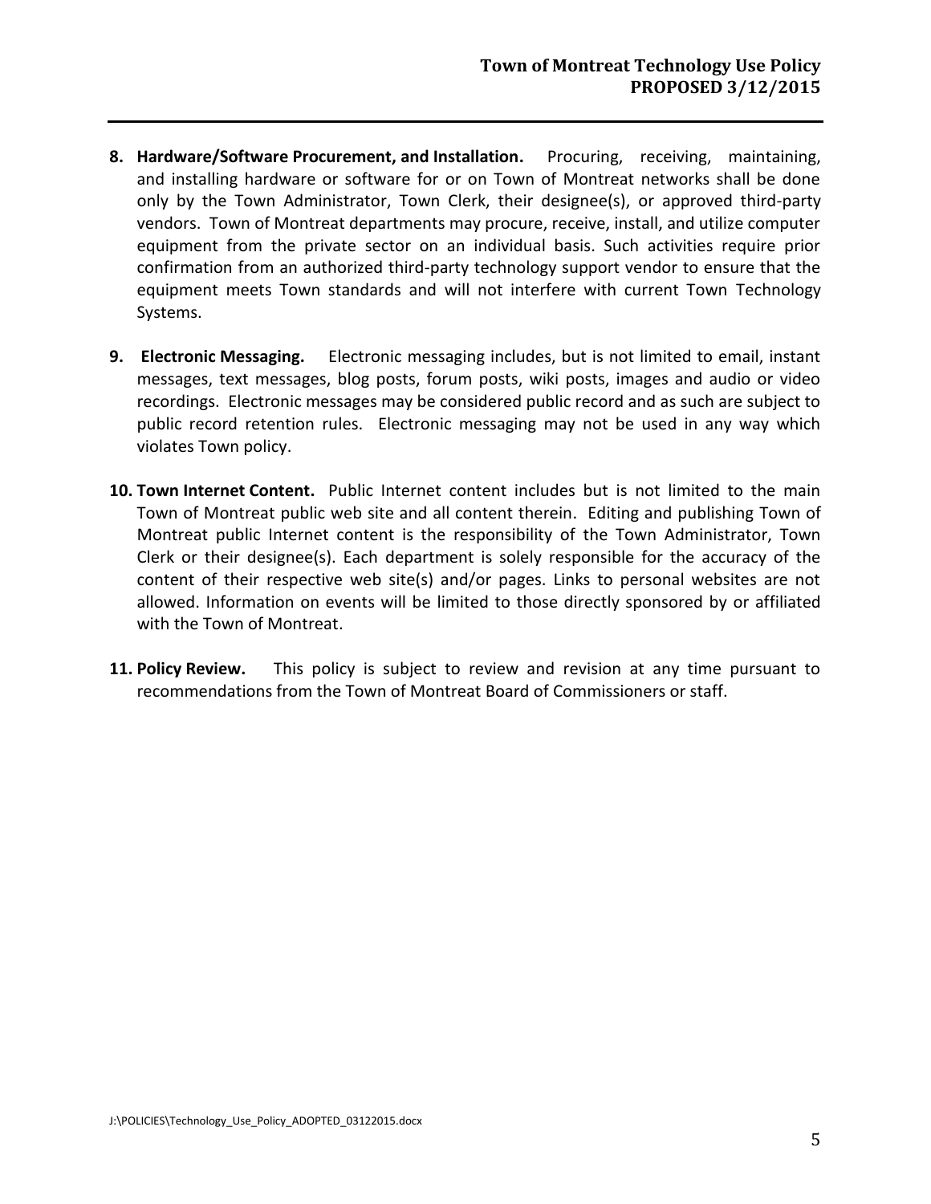8. **Hardware/Software Procurement, and Installation.** Procuring, receiving, maintaining, and installing hardware or software for or on Town of Montreat networks shall be done only by the Town Administrator, Town Clerk, their designee(s), or approved third-party vendors. Town of Montreat departments may procure, receive, install, and utilize computer equipment from the private sector on an individual basis. Such activities require prior confirmation from an authorized third-party technology support vendor to ensure that the equipment meets Town standards and will not interfere with current Town Technology Systems.

9. **Electronic Messaging.** Electronic messaging includes, but is not limited to email, instant messages, text messages, blog posts, forum posts, wiki posts, images and audio or video recordings. Electronic messages may be considered public record and as such are subject to public record retention rules. Electronic messaging may not be used in any way which violates Town policy.

10. **Town Internet Content.** Public Internet content includes but is not limited to the main Town of Montreat public web site and all content therein. Editing and publishing Town of Montreat public Internet content is the responsibility of the Town Administrator, Town Clerk or their designee(s). Each department is solely responsible for the accuracy of the content of their respective web site(s) and/or pages. Links to personal websites are not allowed. Information on events will be limited to those directly sponsored by or affiliated with the Town of Montreat.

11. **Policy Review.** This policy is subject to review and revision at any time pursuant to recommendations from the Town of Montreat Board of Commissioners or staff.